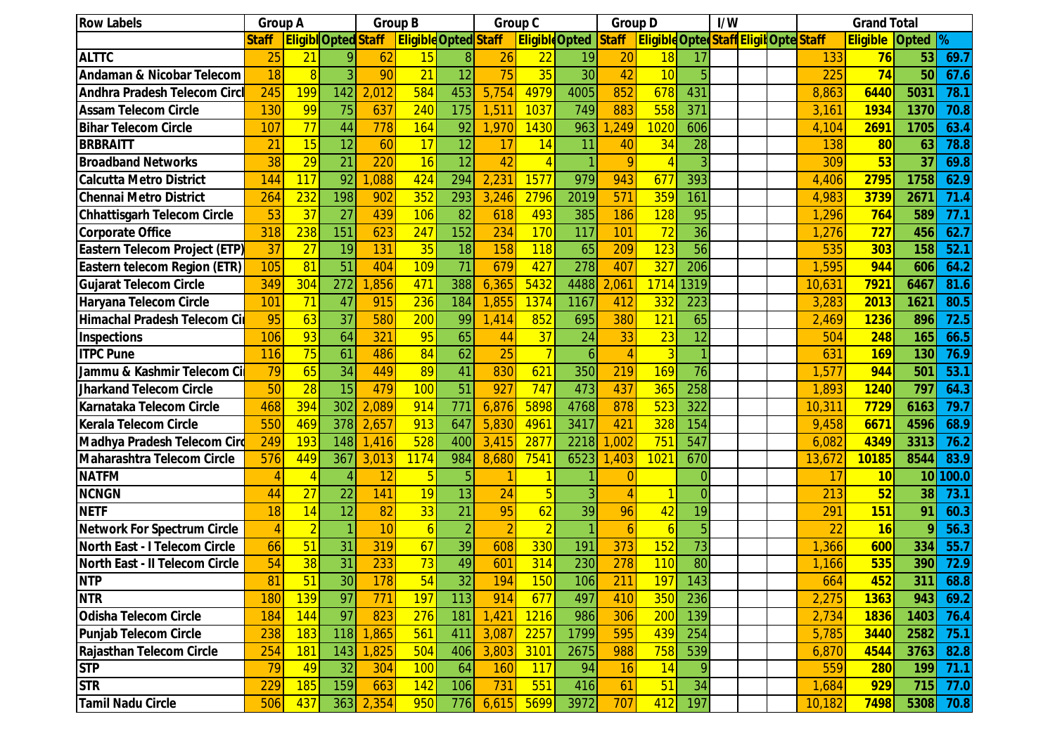| Row Labels | Group A | | | Group B | | | Group C | | | Group D | | | I/W | | | Grand Total | | | |
|---|---|---|---|---|---|---|---|---|---|---|---|---|---|---|---|---|---|---|---|
| | Staff | Eligibl | Opted | Staff | Eligible | Opted | Staff | Eligible | Opted | Staff | Eligible | Opted | Staff | Eligil | Opte | Staff | Eligible | Opted | % |
| **ALTTC** | 25 | 21 | 9 | 62 | 15 | 8 | 26 | 22 | 19 | 20 | 18 | 17 | | | | 133 | **76** | **53** | **69.7** |
| **Andaman & Nicobar Telecom** | 18 | 8 | 3 | 90 | 21 | 12 | 75 | 35 | 30 | 42 | 10 | 5 | | | | 225 | **74** | **50** | **67.6** |
| **Andhra Pradesh Telecom Circl** | 245 | 199 | 142 | 2,012 | 584 | 453 | 5,754 | 4979 | 4005 | 852 | 678 | 431 | | | | 8,863 | **6440** | **5031** | **78.1** |
| **Assam Telecom Circle** | 130 | 99 | 75 | 637 | 240 | 175 | 1,511 | 1037 | 749 | 883 | 558 | 371 | | | | 3,161 | **1934** | **1370** | **70.8** |
| **Bihar Telecom Circle** | 107 | 77 | 44 | 778 | 164 | 92 | 1,970 | 1430 | 963 | 1,249 | 1020 | 606 | | | | 4,104 | **2691** | **1705** | **63.4** |
| **BRBRAITT** | 21 | 15 | 12 | 60 | 17 | 12 | 17 | 14 | 11 | 40 | 34 | 28 | | | | 138 | **80** | **63** | **78.8** |
| **Broadband Networks** | 38 | 29 | 21 | 220 | 16 | 12 | 42 | 4 | 1 | 9 | 4 | 3 | | | | 309 | **53** | **37** | **69.8** |
| **Calcutta Metro District** | 144 | 117 | 92 | 1,088 | 424 | 294 | 2,231 | 1577 | 979 | 943 | 677 | 393 | | | | 4,406 | **2795** | **1758** | **62.9** |
| **Chennai Metro District** | 264 | 232 | 198 | 902 | 352 | 293 | 3,246 | 2796 | 2019 | 571 | 359 | 161 | | | | 4,983 | **3739** | **2671** | **71.4** |
| **Chhattisgarh Telecom Circle** | 53 | 37 | 27 | 439 | 106 | 82 | 618 | 493 | 385 | 186 | 128 | 95 | | | | 1,296 | **764** | **589** | **77.1** |
| **Corporate Office** | 318 | 238 | 151 | 623 | 247 | 152 | 234 | 170 | 117 | 101 | 72 | 36 | | | | 1,276 | **727** | **456** | **62.7** |
| **Eastern Telecom Project (ETP)** | 37 | 27 | 19 | 131 | 35 | 18 | 158 | 118 | 65 | 209 | 123 | 56 | | | | 535 | **303** | **158** | **52.1** |
| **Eastern telecom Region (ETR)** | 105 | 81 | 51 | 404 | 109 | 71 | 679 | 427 | 278 | 407 | 327 | 206 | | | | 1,595 | **944** | **606** | **64.2** |
| **Gujarat Telecom Circle** | 349 | 304 | 272 | 1,856 | 471 | 388 | 6,365 | 5432 | 4488 | 2,061 | 1714 | 1319 | | | | 10,631 | **7921** | **6467** | **81.6** |
| **Haryana Telecom Circle** | 101 | 71 | 47 | 915 | 236 | 184 | 1,855 | 1374 | 1167 | 412 | 332 | 223 | | | | 3,283 | **2013** | **1621** | **80.5** |
| **Himachal Pradesh Telecom Ci** | 95 | 63 | 37 | 580 | 200 | 99 | 1,414 | 852 | 695 | 380 | 121 | 65 | | | | 2,469 | **1236** | **896** | **72.5** |
| **Inspections** | 106 | 93 | 64 | 321 | 95 | 65 | 44 | 37 | 24 | 33 | 23 | 12 | | | | 504 | **248** | **165** | **66.5** |
| **ITPC Pune** | 116 | 75 | 61 | 486 | 84 | 62 | 25 | 7 | 6 | 4 | 3 | 1 | | | | 631 | **169** | **130** | **76.9** |
| **Jammu & Kashmir Telecom Ci** | 79 | 65 | 34 | 449 | 89 | 41 | 830 | 621 | 350 | 219 | 169 | 76 | | | | 1,577 | **944** | **501** | **53.1** |
| **Jharkand Telecom Circle** | 50 | 28 | 15 | 479 | 100 | 51 | 927 | 747 | 473 | 437 | 365 | 258 | | | | 1,893 | **1240** | **797** | **64.3** |
| **Karnataka Telecom Circle** | 468 | 394 | 302 | 2,089 | 914 | 771 | 6,876 | 5898 | 4768 | 878 | 523 | 322 | | | | 10,311 | **7729** | **6163** | **79.7** |
| **Kerala Telecom Circle** | 550 | 469 | 378 | 2,657 | 913 | 647 | 5,830 | 4961 | 3417 | 421 | 328 | 154 | | | | 9,458 | **6671** | **4596** | **68.9** |
| **Madhya Pradesh Telecom Circ** | 249 | 193 | 148 | 1,416 | 528 | 400 | 3,415 | 2877 | 2218 | 1,002 | 751 | 547 | | | | 6,082 | **4349** | **3313** | **76.2** |
| **Maharashtra Telecom Circle** | 576 | 449 | 367 | 3,013 | 1174 | 984 | 8,680 | 7541 | 6523 | 1,403 | 1021 | 670 | | | | 13,672 | **10185** | **8544** | **83.9** |
| **NATFM** | 4 | 4 | 4 | 12 | 5 | 5 | 1 | 1 | 1 | 0 | | 0 | | | | 17 | **10** | **10** | **100.0** |
| **NCNGN** | 44 | 27 | 22 | 141 | 19 | 13 | 24 | 5 | 3 | 4 | 1 | 0 | | | | 213 | **52** | **38** | **73.1** |
| **NETF** | 18 | 14 | 12 | 82 | 33 | 21 | 95 | 62 | 39 | 96 | 42 | 19 | | | | 291 | **151** | **91** | **60.3** |
| **Network For Spectrum Circle** | 4 | 2 | 1 | 10 | 6 | 2 | 2 | 2 | 1 | 6 | 6 | 5 | | | | 22 | **16** | **9** | **56.3** |
| **North East - I Telecom Circle** | 66 | 51 | 31 | 319 | 67 | 39 | 608 | 330 | 191 | 373 | 152 | 73 | | | | 1,366 | **600** | **334** | **55.7** |
| **North East - II Telecom Circle** | 54 | 38 | 31 | 233 | 73 | 49 | 601 | 314 | 230 | 278 | 110 | 80 | | | | 1,166 | **535** | **390** | **72.9** |
| **NTP** | 81 | 51 | 30 | 178 | 54 | 32 | 194 | 150 | 106 | 211 | 197 | 143 | | | | 664 | **452** | **311** | **68.8** |
| **NTR** | 180 | 139 | 97 | 771 | 197 | 113 | 914 | 677 | 497 | 410 | 350 | 236 | | | | 2,275 | **1363** | **943** | **69.2** |
| **Odisha Telecom Circle** | 184 | 144 | 97 | 823 | 276 | 181 | 1,421 | 1216 | 986 | 306 | 200 | 139 | | | | 2,734 | **1836** | **1403** | **76.4** |
| **Punjab Telecom Circle** | 238 | 183 | 118 | 1,865 | 561 | 411 | 3,087 | 2257 | 1799 | 595 | 439 | 254 | | | | 5,785 | **3440** | **2582** | **75.1** |
| **Rajasthan Telecom Circle** | 254 | 181 | 143 | 1,825 | 504 | 406 | 3,803 | 3101 | 2675 | 988 | 758 | 539 | | | | 6,870 | **4544** | **3763** | **82.8** |
| **STP** | 79 | 49 | 32 | 304 | 100 | 64 | 160 | 117 | 94 | 16 | 14 | 9 | | | | 559 | **280** | **199** | **71.1** |
| **STR** | 229 | 185 | 159 | 663 | 142 | 106 | 731 | 551 | 416 | 61 | 51 | 34 | | | | 1,684 | **929** | **715** | **77.0** |
| **Tamil Nadu Circle** | 506 | 437 | 363 | 2,354 | 950 | 776 | 6,615 | 5699 | 3972 | 707 | 412 | 197 | | | | 10,182 | **7498** | **5308** | **70.8** |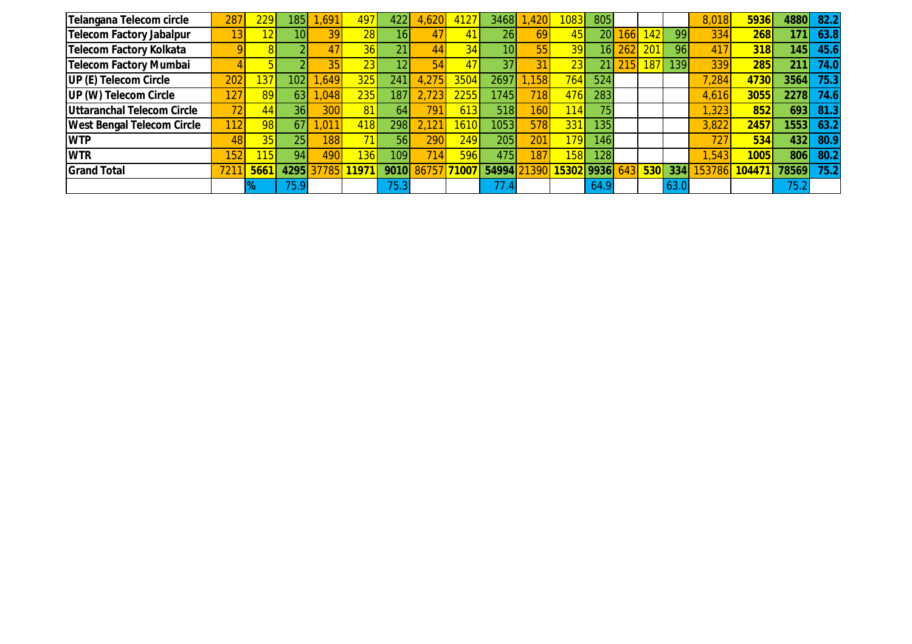| | | | | | | | | | | | | | | | | | | | |
|---|---|---|---|---|---|---|---|---|---|---|---|---|---|---|---|---|---|---|---|
| Telangana Telecom circle | 287 | 229 | 185 | 1,691 | 497 | 422 | 4,620 | 4127 | 3468 | 1,420 | 1083 | 805 | | | | 8,018 | 5936 | 4880 | 82.2 |
| Telecom Factory Jabalpur | 13 | 12 | 10 | 39 | 28 | 16 | 47 | 41 | 26 | 69 | 45 | 20 | 166 | 142 | 99 | 334 | 268 | 171 | 63.8 |
| Telecom Factory Kolkata | 9 | 8 | 2 | 47 | 36 | 21 | 44 | 34 | 10 | 55 | 39 | 16 | 262 | 201 | 96 | 417 | 318 | 145 | 45.6 |
| Telecom Factory Mumbai | 4 | 5 | 2 | 35 | 23 | 12 | 54 | 47 | 37 | 31 | 23 | 21 | 215 | 187 | 139 | 339 | 285 | 211 | 74.0 |
| UP (E) Telecom Circle | 202 | 137 | 102 | 1,649 | 325 | 241 | 4,275 | 3504 | 2697 | 1,158 | 764 | 524 | | | | 7,284 | 4730 | 3564 | 75.3 |
| UP (W) Telecom Circle | 127 | 89 | 63 | 1,048 | 235 | 187 | 2,723 | 2255 | 1745 | 718 | 476 | 283 | | | | 4,616 | 3055 | 2278 | 74.6 |
| Uttaranchal Telecom Circle | 72 | 44 | 36 | 300 | 81 | 64 | 791 | 613 | 518 | 160 | 114 | 75 | | | | 1,323 | 852 | 693 | 81.3 |
| West Bengal Telecom Circle | 112 | 98 | 67 | 1,011 | 418 | 298 | 2,121 | 1610 | 1053 | 578 | 331 | 135 | | | | 3,822 | 2457 | 1553 | 63.2 |
| WTP | 48 | 35 | 25 | 188 | 71 | 56 | 290 | 249 | 205 | 201 | 179 | 146 | | | | 727 | 534 | 432 | 80.9 |
| WTR | 152 | 115 | 94 | 490 | 136 | 109 | 714 | 596 | 475 | 187 | 158 | 128 | | | | 1,543 | 1005 | 806 | 80.2 |
| Grand Total | 7211 | 5661 | 4295 | 37785 | 11971 | 9010 | 86757 | 71007 | 54994 | 21390 | 15302 | 9936 | 643 | 530 | 334 | 153786 | 104471 | 78569 | 75.2 |
| | | % | 75.9 | | | 75.3 | | | 77.4 | | | 64.9 | | | 63.0 | | | 75.2 | |